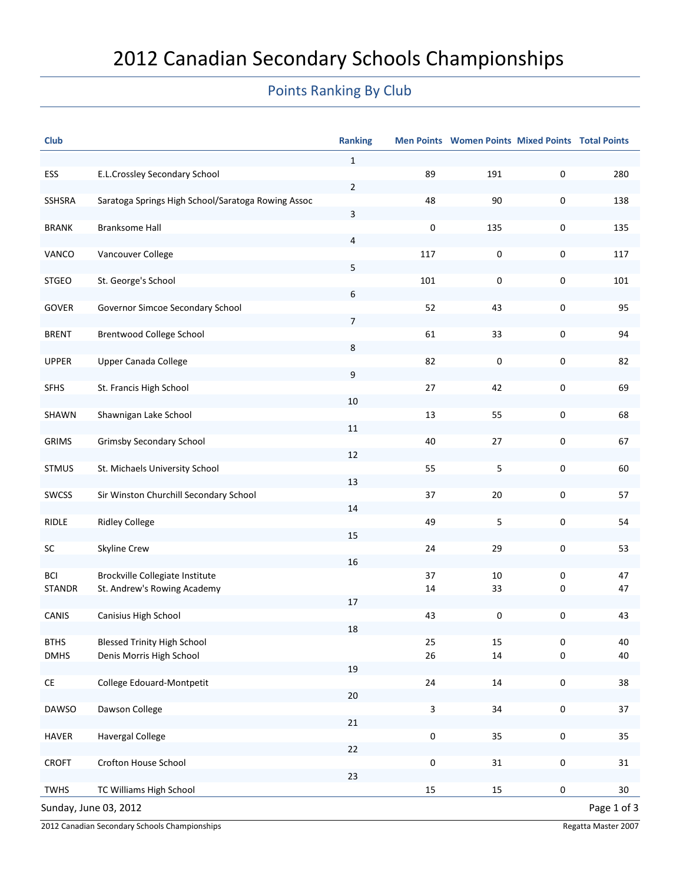# 2012 Canadian Secondary Schools Championships

## Points Ranking By Club

| Club | | Ranking | Men Points | Women Points | Mixed Points | Total Points |
|---|---|---|---|---|---|---|
| | | 1 | | | | |
| ESS | E.L.Crossley Secondary School | | 89 | 191 | 0 | 280 |
| | | 2 | | | | |
| SSHSRA | Saratoga Springs High School/Saratoga Rowing Assoc | | 48 | 90 | 0 | 138 |
| | | 3 | | | | |
| BRANK | Branksome Hall | | 0 | 135 | 0 | 135 |
| | | 4 | | | | |
| VANCO | Vancouver College | | 117 | 0 | 0 | 117 |
| | | 5 | | | | |
| STGEO | St. George's School | | 101 | 0 | 0 | 101 |
| | | 6 | | | | |
| GOVER | Governor Simcoe Secondary School | | 52 | 43 | 0 | 95 |
| | | 7 | | | | |
| BRENT | Brentwood College School | | 61 | 33 | 0 | 94 |
| | | 8 | | | | |
| UPPER | Upper Canada College | | 82 | 0 | 0 | 82 |
| | | 9 | | | | |
| SFHS | St. Francis High School | | 27 | 42 | 0 | 69 |
| | | 10 | | | | |
| SHAWN | Shawnigan Lake School | | 13 | 55 | 0 | 68 |
| | | 11 | | | | |
| GRIMS | Grimsby Secondary School | | 40 | 27 | 0 | 67 |
| | | 12 | | | | |
| STMUS | St. Michaels University School | | 55 | 5 | 0 | 60 |
| | | 13 | | | | |
| SWCSS | Sir Winston Churchill Secondary School | | 37 | 20 | 0 | 57 |
| | | 14 | | | | |
| RIDLE | Ridley College | | 49 | 5 | 0 | 54 |
| | | 15 | | | | |
| SC | Skyline Crew | | 24 | 29 | 0 | 53 |
| | | 16 | | | | |
| BCI | Brockville Collegiate Institute | | 37 | 10 | 0 | 47 |
| STANDR | St. Andrew's Rowing Academy | | 14 | 33 | 0 | 47 |
| | | 17 | | | | |
| CANIS | Canisius High School | | 43 | 0 | 0 | 43 |
| | | 18 | | | | |
| BTHS | Blessed Trinity High School | | 25 | 15 | 0 | 40 |
| DMHS | Denis Morris High School | | 26 | 14 | 0 | 40 |
| | | 19 | | | | |
| CE | College Edouard-Montpetit | | 24 | 14 | 0 | 38 |
| | | 20 | | | | |
| DAWSO | Dawson College | | 3 | 34 | 0 | 37 |
| | | 21 | | | | |
| HAVER | Havergal College | | 0 | 35 | 0 | 35 |
| | | 22 | | | | |
| CROFT | Crofton House School | | 0 | 31 | 0 | 31 |
| | | 23 | | | | |
| TWHS | TC Williams High School | | 15 | 15 | 0 | 30 |

Sunday, June 03, 2012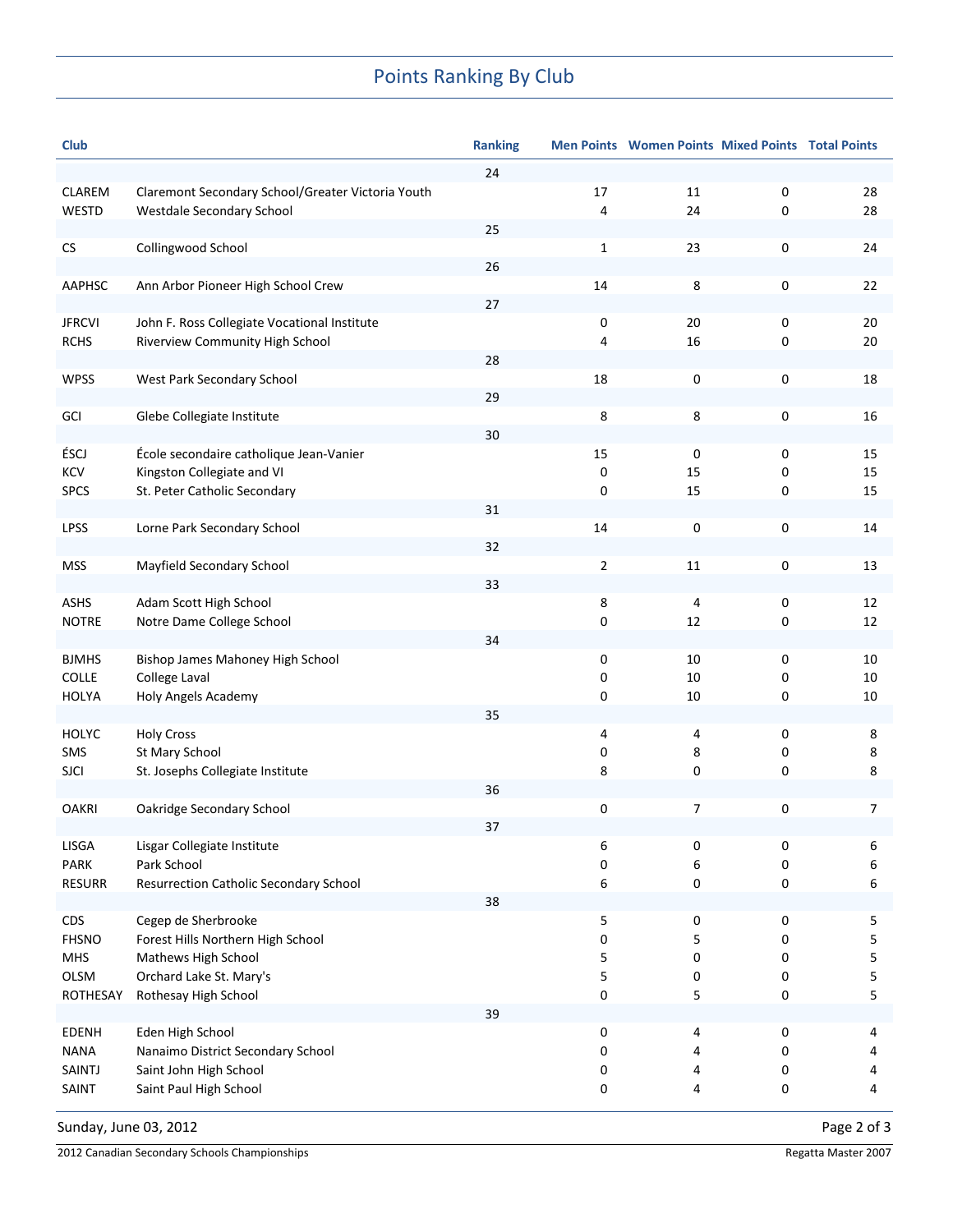# Points Ranking By Club

| Club | | Ranking | Men Points | Women Points | Mixed Points | Total Points |
|---|---|---|---|---|---|---|
| | | 24 | | | | |
| CLAREM | Claremont Secondary School/Greater Victoria Youth | | 17 | 11 | 0 | 28 |
| WESTD | Westdale Secondary School | | 4 | 24 | 0 | 28 |
| | | 25 | | | | |
| CS | Collingwood School | | 1 | 23 | 0 | 24 |
| | | 26 | | | | |
| AAPHSC | Ann Arbor Pioneer High School Crew | | 14 | 8 | 0 | 22 |
| | | 27 | | | | |
| JFRCVI | John F. Ross Collegiate Vocational Institute | | 0 | 20 | 0 | 20 |
| RCHS | Riverview Community High School | | 4 | 16 | 0 | 20 |
| | | 28 | | | | |
| WPSS | West Park Secondary School | | 18 | 0 | 0 | 18 |
| | | 29 | | | | |
| GCI | Glebe Collegiate Institute | | 8 | 8 | 0 | 16 |
| | | 30 | | | | |
| ÉSCJ | École secondaire catholique Jean-Vanier | | 15 | 0 | 0 | 15 |
| KCV | Kingston Collegiate and VI | | 0 | 15 | 0 | 15 |
| SPCS | St. Peter Catholic Secondary | | 0 | 15 | 0 | 15 |
| | | 31 | | | | |
| LPSS | Lorne Park Secondary School | | 14 | 0 | 0 | 14 |
| | | 32 | | | | |
| MSS | Mayfield Secondary School | | 2 | 11 | 0 | 13 |
| | | 33 | | | | |
| ASHS | Adam Scott High School | | 8 | 4 | 0 | 12 |
| NOTRE | Notre Dame College School | | 0 | 12 | 0 | 12 |
| | | 34 | | | | |
| BJMHS | Bishop James Mahoney High School | | 0 | 10 | 0 | 10 |
| COLLE | College Laval | | 0 | 10 | 0 | 10 |
| HOLYA | Holy Angels Academy | | 0 | 10 | 0 | 10 |
| | | 35 | | | | |
| HOLYC | Holy Cross | | 4 | 4 | 0 | 8 |
| SMS | St Mary School | | 0 | 8 | 0 | 8 |
| SJCI | St. Josephs Collegiate Institute | | 8 | 0 | 0 | 8 |
| | | 36 | | | | |
| OAKRI | Oakridge Secondary School | | 0 | 7 | 0 | 7 |
| | | 37 | | | | |
| LISGA | Lisgar Collegiate Institute | | 6 | 0 | 0 | 6 |
| PARK | Park School | | 0 | 6 | 0 | 6 |
| RESURR | Resurrection Catholic Secondary School | | 6 | 0 | 0 | 6 |
| | | 38 | | | | |
| CDS | Cegep de Sherbrooke | | 5 | 0 | 0 | 5 |
| FHSNO | Forest Hills Northern High School | | 0 | 5 | 0 | 5 |
| MHS | Mathews High School | | 5 | 0 | 0 | 5 |
| OLSM | Orchard Lake St. Mary's | | 5 | 0 | 0 | 5 |
| ROTHESAY | Rothesay High School | | 0 | 5 | 0 | 5 |
| | | 39 | | | | |
| EDENH | Eden High School | | 0 | 4 | 0 | 4 |
| NANA | Nanaimo District Secondary School | | 0 | 4 | 0 | 4 |
| SAINTJ | Saint John High School | | 0 | 4 | 0 | 4 |
| SAINT | Saint Paul High School | | 0 | 4 | 0 | 4 |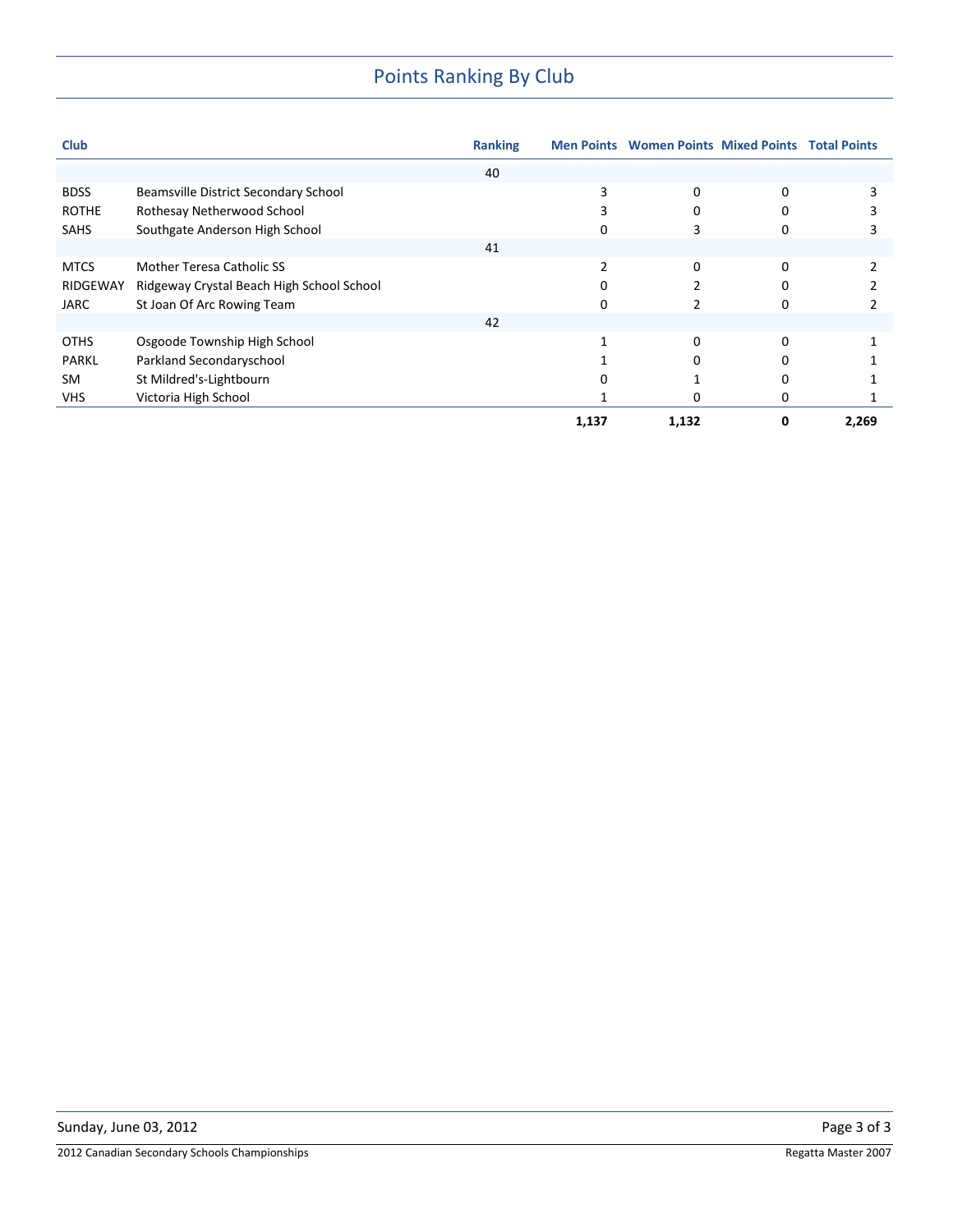# Points Ranking By Club

| Club | | Ranking | Men Points | Women Points | Mixed Points | Total Points |
|---|---|---|---|---|---|---|
| | | 40 | | | | |
| BDSS | Beamsville District Secondary School | | 3 | 0 | 0 | 3 |
| ROTHE | Rothesay Netherwood School | | 3 | 0 | 0 | 3 |
| SAHS | Southgate Anderson High School | | 0 | 3 | 0 | 3 |
| | | 41 | | | | |
| MTCS | Mother Teresa Catholic SS | | 2 | 0 | 0 | 2 |
| RIDGEWAY | Ridgeway Crystal Beach High School School | | 0 | 2 | 0 | 2 |
| JARC | St Joan Of Arc Rowing Team | | 0 | 2 | 0 | 2 |
| | | 42 | | | | |
| OTHS | Osgoode Township High School | | 1 | 0 | 0 | 1 |
| PARKL | Parkland Secondaryschool | | 1 | 0 | 0 | 1 |
| SM | St Mildred's-Lightbourn | | 0 | 1 | 0 | 1 |
| VHS | Victoria High School | | 1 | 0 | 0 | 1 |
| | | | **1,137** | **1,132** | **0** | **2,269** |

Sunday, June 03, 2012

2012 Canadian Secondary Schools Championships

Regatta Master 2007